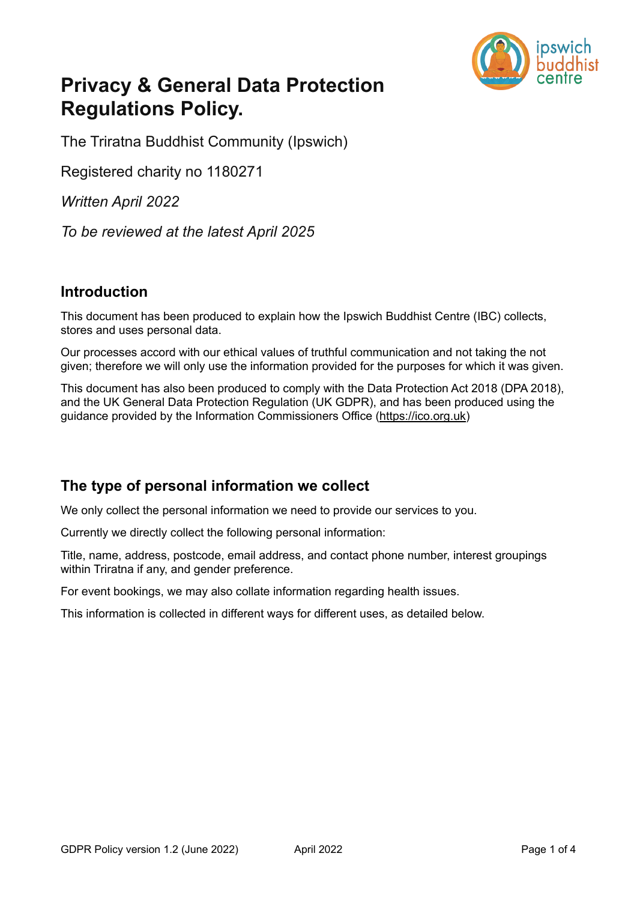# Privacy & General Data Protection Regulations Policy.

The Triratna Buddhist Community (Ipswich)

Registered charity no 1180271

*Written April 2022*

*To be reviewed at the latest April 2025*

## Introduction

This document has been produced to explain how the Ipswich Buddhist Centre (IBC) collects, stores and uses personal data.

Our processes accord with our ethical values of truthful communication and not taking the not given; therefore we will only use the information provided for the purposes for which it was given.

This document has also been produced to comply with the Data Protection Act 2018 (DPA 2018), and the UK General Data Protection Regulation (UK GDPR), and has been produced using the guidance provided by the Information Commissioners Office (https://ico.org.uk)

## The type of personal information we collect

We only collect the personal information we need to provide our services to you.

Currently we directly collect the following personal information:

Title, name, address, postcode, email address, and contact phone number, interest groupings within Triratna if any, and gender preference.

For event bookings, we may also collate information regarding health issues.

This information is collected in different ways for different uses, as detailed below.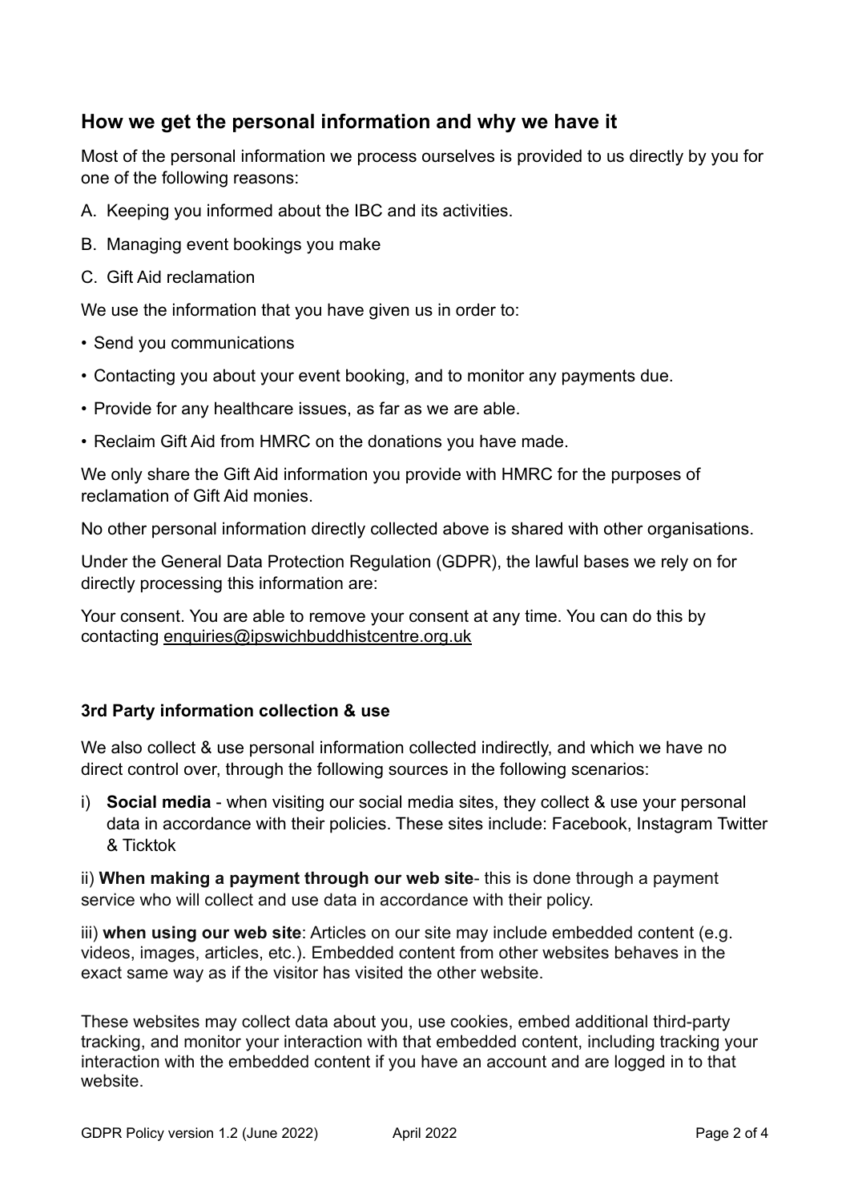## How we get the personal information and why we have it

Most of the personal information we process ourselves is provided to us directly by you for one of the following reasons:

A. Keeping you informed about the IBC and its activities.

B. Managing event bookings you make

C. Gift Aid reclamation

We use the information that you have given us in order to:

- Send you communications
- Contacting you about your event booking, and to monitor any payments due.
- Provide for any healthcare issues, as far as we are able.
- Reclaim Gift Aid from HMRC on the donations you have made.

We only share the Gift Aid information you provide with HMRC for the purposes of reclamation of Gift Aid monies.

No other personal information directly collected above is shared with other organisations.

Under the General Data Protection Regulation (GDPR), the lawful bases we rely on for directly processing this information are:

Your consent. You are able to remove your consent at any time. You can do this by contacting enquiries@ipswichbuddhistcentre.org.uk

### 3rd Party information collection & use

We also collect & use personal information collected indirectly, and which we have no direct control over, through the following sources in the following scenarios:

i) **Social media** - when visiting our social media sites, they collect & use your personal data in accordance with their policies. These sites include: Facebook, Instagram Twitter & Ticktok

ii) **When making a payment through our web site**- this is done through a payment service who will collect and use data in accordance with their policy.

iii) **when using our web site**: Articles on our site may include embedded content (e.g. videos, images, articles, etc.). Embedded content from other websites behaves in the exact same way as if the visitor has visited the other website.

These websites may collect data about you, use cookies, embed additional third-party tracking, and monitor your interaction with that embedded content, including tracking your interaction with the embedded content if you have an account and are logged in to that website.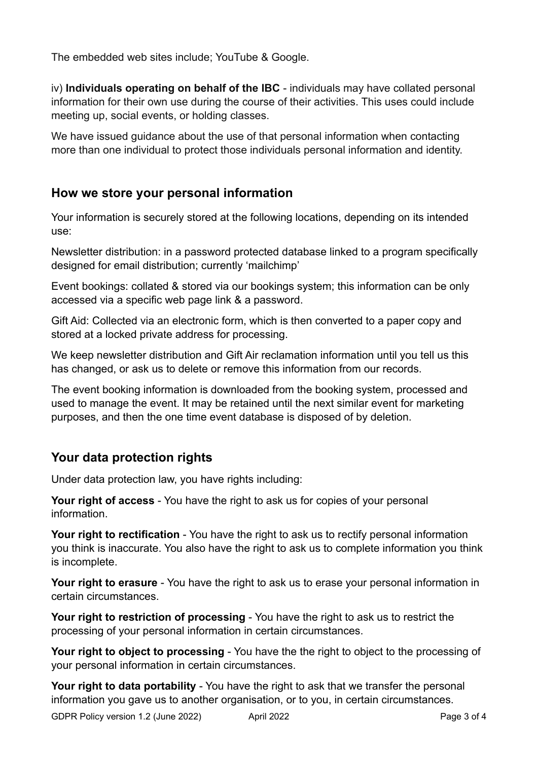The embedded web sites include; YouTube & Google.

iv) **Individuals operating on behalf of the IBC** - individuals may have collated personal information for their own use during the course of their activities. This uses could include meeting up, social events, or holding classes.

We have issued guidance about the use of that personal information when contacting more than one individual to protect those individuals personal information and identity.

## How we store your personal information

Your information is securely stored at the following locations, depending on its intended use:

Newsletter distribution: in a password protected database linked to a program specifically designed for email distribution; currently 'mailchimp'

Event bookings: collated & stored via our bookings system; this information can be only accessed via a specific web page link & a password.

Gift Aid: Collected via an electronic form, which is then converted to a paper copy and stored at a locked private address for processing.

We keep newsletter distribution and Gift Air reclamation information until you tell us this has changed, or ask us to delete or remove this information from our records.

The event booking information is downloaded from the booking system, processed and used to manage the event. It may be retained until the next similar event for marketing purposes, and then the one time event database is disposed of by deletion.

## Your data protection rights

Under data protection law, you have rights including:

**Your right of access** - You have the right to ask us for copies of your personal information.

**Your right to rectification** - You have the right to ask us to rectify personal information you think is inaccurate. You also have the right to ask us to complete information you think is incomplete.

**Your right to erasure** - You have the right to ask us to erase your personal information in certain circumstances.

**Your right to restriction of processing** - You have the right to ask us to restrict the processing of your personal information in certain circumstances.

**Your right to object to processing** - You have the the right to object to the processing of your personal information in certain circumstances.

**Your right to data portability** - You have the right to ask that we transfer the personal information you gave us to another organisation, or to you, in certain circumstances.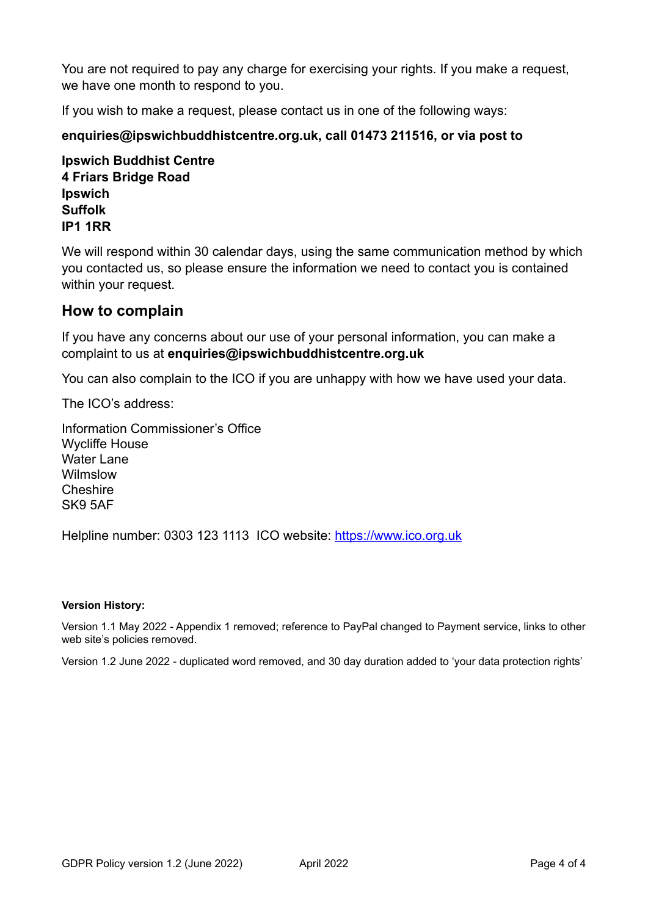You are not required to pay any charge for exercising your rights. If you make a request, we have one month to respond to you.

If you wish to make a request, please contact us in one of the following ways:

**enquiries@ipswichbuddhistcentre.org.uk, call 01473 211516, or via post to**

**Ipswich Buddhist Centre**
**4 Friars Bridge Road**
**Ipswich**
**Suffolk**
**IP1 1RR**

We will respond within 30 calendar days, using the same communication method by which you contacted us, so please ensure the information we need to contact you is contained within your request.

## How to complain

If you have any concerns about our use of your personal information, you can make a complaint to us at **enquiries@ipswichbuddhistcentre.org.uk**

You can also complain to the ICO if you are unhappy with how we have used your data.

The ICO's address:

Information Commissioner's Office
Wycliffe House
Water Lane
Wilmslow
Cheshire
SK9 5AF

Helpline number: 0303 123 1113  ICO website: [https://www.ico.org.uk](https://www.ico.org.uk)

**Version History:**

Version 1.1 May 2022 - Appendix 1 removed; reference to PayPal changed to Payment service, links to other web site's policies removed.

Version 1.2 June 2022 - duplicated word removed, and 30 day duration added to 'your data protection rights'